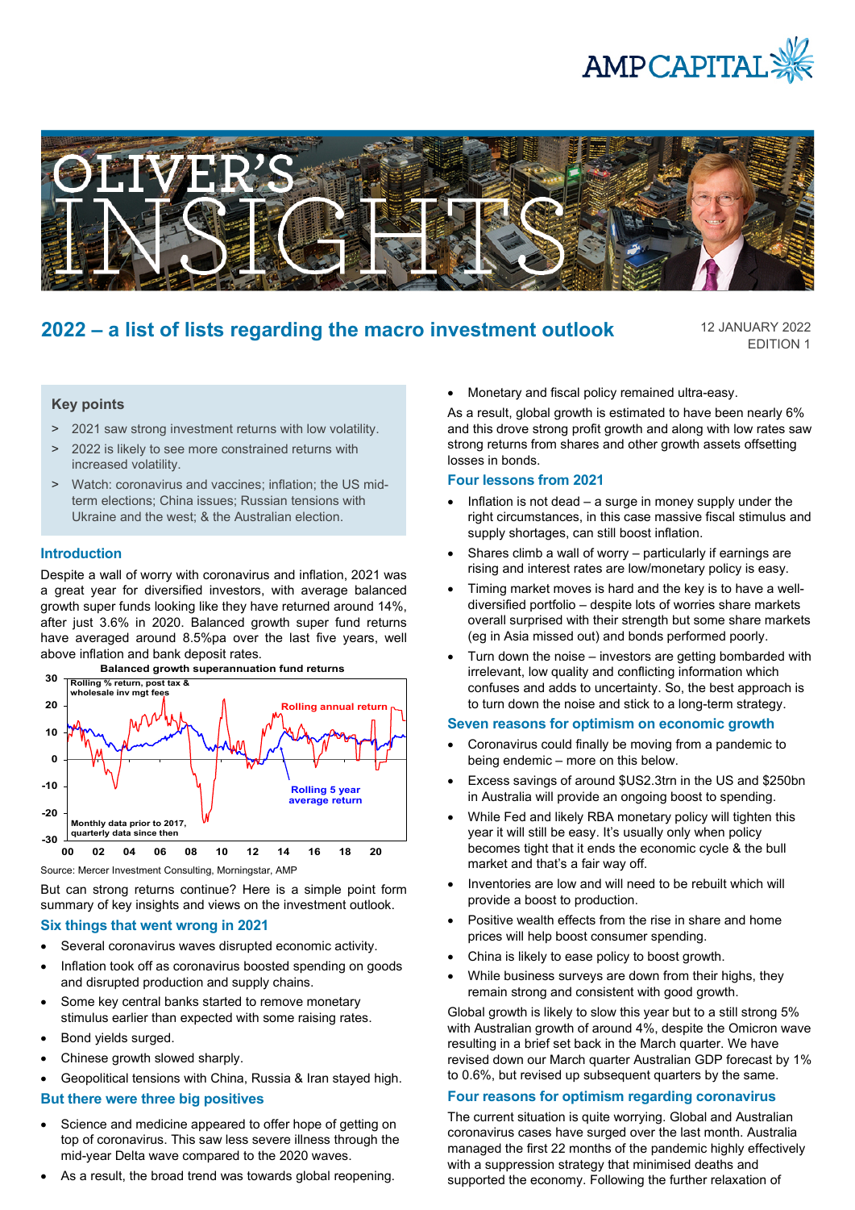# 2022 – a list of lists regarding the macro investment outlook

12 JANUARY 2022
EDITION 1

## Key points

> 2021 saw strong investment returns with low volatility.

> 2022 is likely to see more constrained returns with increased volatility.

> Watch: coronavirus and vaccines; inflation; the US mid-term elections; China issues; Russian tensions with Ukraine and the west; & the Australian election.

## Introduction

Despite a wall of worry with coronavirus and inflation, 2021 was a great year for diversified investors, with average balanced growth super funds looking like they have returned around 14%, after just 3.6% in 2020. Balanced growth super fund returns have averaged around 8.5%pa over the last five years, well above inflation and bank deposit rates.

Balanced growth superannuation fund returns

Source: Mercer Investment Consulting, Morningstar, AMP

But can strong returns continue? Here is a simple point form summary of key insights and views on the investment outlook.

## Six things that went wrong in 2021

- Several coronavirus waves disrupted economic activity.
- Inflation took off as coronavirus boosted spending on goods and disrupted production and supply chains.
- Some key central banks started to remove monetary stimulus earlier than expected with some raising rates.
- Bond yields surged.
- Chinese growth slowed sharply.
- Geopolitical tensions with China, Russia & Iran stayed high.

## But there were three big positives

- Science and medicine appeared to offer hope of getting on top of coronavirus. This saw less severe illness through the mid-year Delta wave compared to the 2020 waves.
- As a result, the broad trend was towards global reopening.
- Monetary and fiscal policy remained ultra-easy.

As a result, global growth is estimated to have been nearly 6% and this drove strong profit growth and along with low rates saw strong returns from shares and other growth assets offsetting losses in bonds.

## Four lessons from 2021

- Inflation is not dead – a surge in money supply under the right circumstances, in this case massive fiscal stimulus and supply shortages, can still boost inflation.
- Shares climb a wall of worry – particularly if earnings are rising and interest rates are low/monetary policy is easy.
- Timing market moves is hard and the key is to have a well-diversified portfolio – despite lots of worries share markets overall surprised with their strength but some share markets (eg in Asia missed out) and bonds performed poorly.
- Turn down the noise – investors are getting bombarded with irrelevant, low quality and conflicting information which confuses and adds to uncertainty. So, the best approach is to turn down the noise and stick to a long-term strategy.

## Seven reasons for optimism on economic growth

- Coronavirus could finally be moving from a pandemic to being endemic – more on this below.
- Excess savings of around $US2.3trn in the US and $250bn in Australia will provide an ongoing boost to spending.
- While Fed and likely RBA monetary policy will tighten this year it will still be easy. It's usually only when policy becomes tight that it ends the economic cycle & the bull market and that's a fair way off.
- Inventories are low and will need to be rebuilt which will provide a boost to production.
- Positive wealth effects from the rise in share and home prices will help boost consumer spending.
- China is likely to ease policy to boost growth.
- While business surveys are down from their highs, they remain strong and consistent with good growth.

Global growth is likely to slow this year but to a still strong 5% with Australian growth of around 4%, despite the Omicron wave resulting in a brief set back in the March quarter. We have revised down our March quarter Australian GDP forecast by 1% to 0.6%, but revised up subsequent quarters by the same.

## Four reasons for optimism regarding coronavirus

The current situation is quite worrying. Global and Australian coronavirus cases have surged over the last month. Australia managed the first 22 months of the pandemic highly effectively with a suppression strategy that minimised deaths and supported the economy. Following the further relaxation of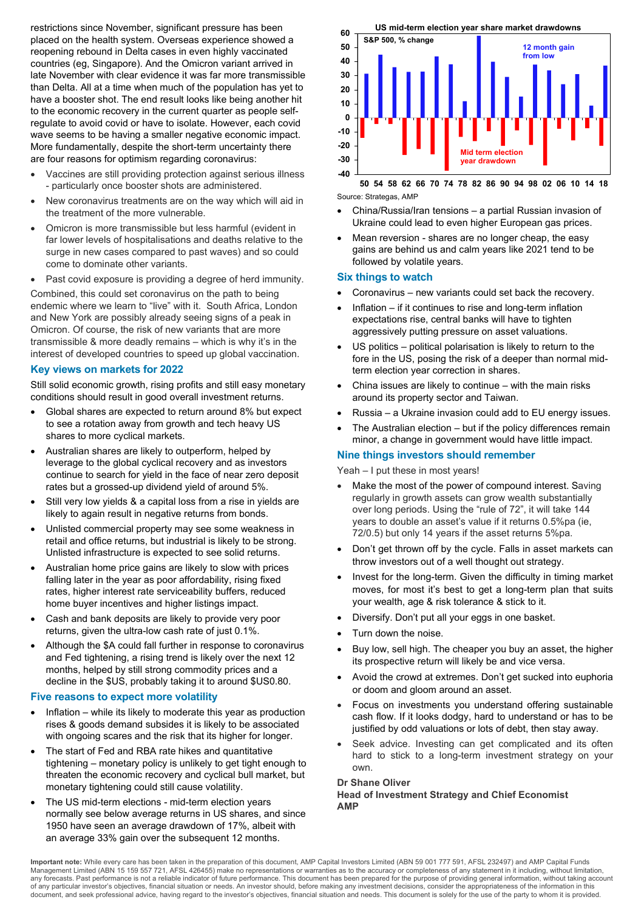restrictions since November, significant pressure has been placed on the health system. Overseas experience showed a reopening rebound in Delta cases in even highly vaccinated countries (eg, Singapore). And the Omicron variant arrived in late November with clear evidence it was far more transmissible than Delta. All at a time when much of the population has yet to have a booster shot. The end result looks like being another hit to the economic recovery in the current quarter as people self-regulate to avoid covid or have to isolate. However, each covid wave seems to be having a smaller negative economic impact. More fundamentally, despite the short-term uncertainty there are four reasons for optimism regarding coronavirus:

- Vaccines are still providing protection against serious illness - particularly once booster shots are administered.
- New coronavirus treatments are on the way which will aid in the treatment of the more vulnerable.
- Omicron is more transmissible but less harmful (evident in far lower levels of hospitalisations and deaths relative to the surge in new cases compared to past waves) and so could come to dominate other variants.
- Past covid exposure is providing a degree of herd immunity.

Combined, this could set coronavirus on the path to being endemic where we learn to "live" with it. South Africa, London and New York are possibly already seeing signs of a peak in Omicron. Of course, the risk of new variants that are more transmissible & more deadly remains – which is why it's in the interest of developed countries to speed up global vaccination.

## Key views on markets for 2022

Still solid economic growth, rising profits and still easy monetary conditions should result in good overall investment returns.

- Global shares are expected to return around 8% but expect to see a rotation away from growth and tech heavy US shares to more cyclical markets.
- Australian shares are likely to outperform, helped by leverage to the global cyclical recovery and as investors continue to search for yield in the face of near zero deposit rates but a grossed-up dividend yield of around 5%.
- Still very low yields & a capital loss from a rise in yields are likely to again result in negative returns from bonds.
- Unlisted commercial property may see some weakness in retail and office returns, but industrial is likely to be strong. Unlisted infrastructure is expected to see solid returns.
- Australian home price gains are likely to slow with prices falling later in the year as poor affordability, rising fixed rates, higher interest rate serviceability buffers, reduced home buyer incentives and higher listings impact.
- Cash and bank deposits are likely to provide very poor returns, given the ultra-low cash rate of just 0.1%.
- Although the $A could fall further in response to coronavirus and Fed tightening, a rising trend is likely over the next 12 months, helped by still strong commodity prices and a decline in the $US, probably taking it to around $US0.80.

## Five reasons to expect more volatility

- Inflation – while its likely to moderate this year as production rises & goods demand subsides it is likely to be associated with ongoing scares and the risk that its higher for longer.
- The start of Fed and RBA rate hikes and quantitative tightening – monetary policy is unlikely to get tight enough to threaten the economic recovery and cyclical bull market, but monetary tightening could still cause volatility.
- The US mid-term elections - mid-term election years normally see below average returns in US shares, and since 1950 have seen an average drawdown of 17%, albeit with an average 33% gain over the subsequent 12 months.

US mid-term election year share market drawdowns

S&P 500, % change

12 month gain from low

Mid term election year drawdown

60 50 40 30 20 10 0 -10 -20 -30 -40

50 54 58 62 66 70 74 78 82 86 90 94 98 02 06 10 14 18

Source: Strategas, AMP

- China/Russia/Iran tensions – a partial Russian invasion of Ukraine could lead to even higher European gas prices.
- Mean reversion - shares are no longer cheap, the easy gains are behind us and calm years like 2021 tend to be followed by volatile years.

## Six things to watch

- Coronavirus – new variants could set back the recovery.
- Inflation – if it continues to rise and long-term inflation expectations rise, central banks will have to tighten aggressively putting pressure on asset valuations.
- US politics – political polarisation is likely to return to the fore in the US, posing the risk of a deeper than normal mid-term election year correction in shares.
- China issues are likely to continue – with the main risks around its property sector and Taiwan.
- Russia – a Ukraine invasion could add to EU energy issues.
- The Australian election – but if the policy differences remain minor, a change in government would have little impact.

## Nine things investors should remember

Yeah – I put these in most years!

- Make the most of the power of compound interest. Saving regularly in growth assets can grow wealth substantially over long periods. Using the "rule of 72", it will take 144 years to double an asset's value if it returns 0.5%pa (ie, 72/0.5) but only 14 years if the asset returns 5%pa.
- Don't get thrown off by the cycle. Falls in asset markets can throw investors out of a well thought out strategy.
- Invest for the long-term. Given the difficulty in timing market moves, for most it's best to get a long-term plan that suits your wealth, age & risk tolerance & stick to it.
- Diversify. Don't put all your eggs in one basket.
- Turn down the noise.
- Buy low, sell high. The cheaper you buy an asset, the higher its prospective return will likely be and vice versa.
- Avoid the crowd at extremes. Don't get sucked into euphoria or doom and gloom around an asset.
- Focus on investments you understand offering sustainable cash flow. If it looks dodgy, hard to understand or has to be justified by odd valuations or lots of debt, then stay away.
- Seek advice. Investing can get complicated and its often hard to stick to a long-term investment strategy on your own.

**Dr Shane Oliver**
**Head of Investment Strategy and Chief Economist**
**AMP**

**Important note:** While every care has been taken in the preparation of this document, AMP Capital Investors Limited (ABN 59 001 777 591, AFSL 232497) and AMP Capital Funds Management Limited (ABN 15 159 557 721, AFSL 426455) make no representations or warranties as to the accuracy or completeness of any statement in it including, without limitation, any forecasts. Past performance is not a reliable indicator of future performance. This document has been prepared for the purpose of providing general information, without taking account of any particular investor's objectives, financial situation or needs. An investor should, before making any investment decisions, consider the appropriateness of the information in this document, and seek professional advice, having regard to the investor's objectives, financial situation and needs. This document is solely for the use of the party to whom it is provided.